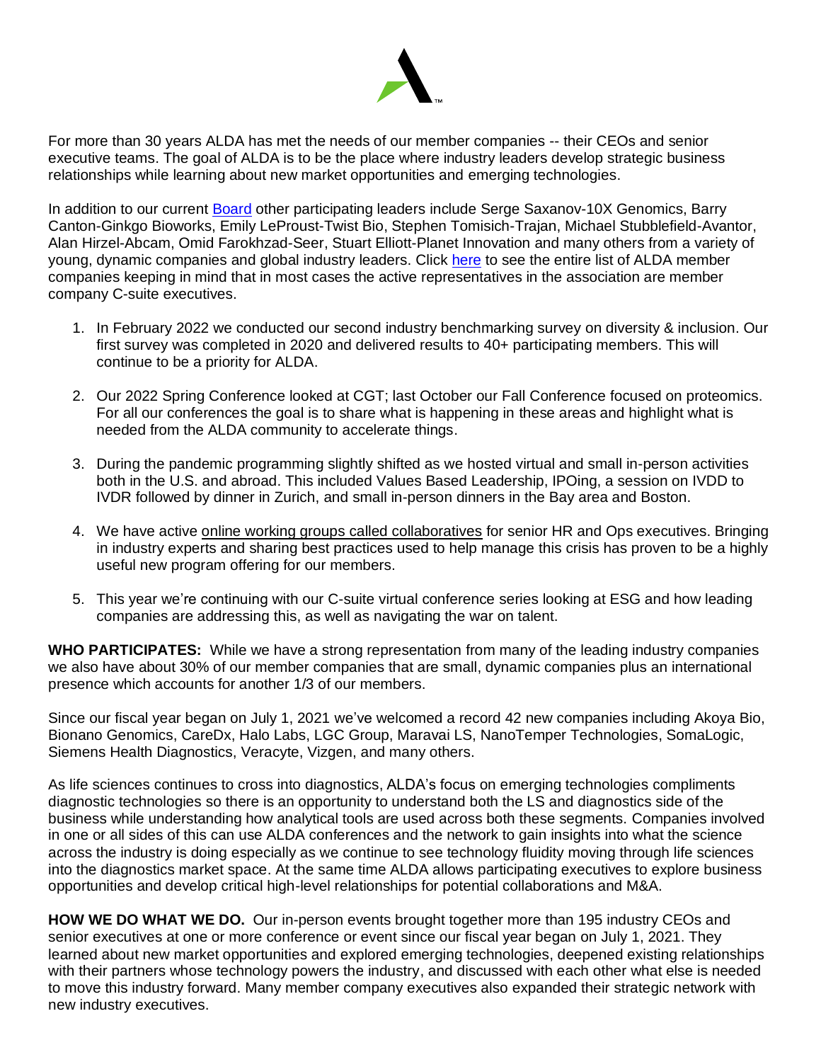For more than 30 years ALDA has met the needs of our member companies -- their CEOs and senior executive teams. The goal of ALDA is to be the place where industry leaders develop strategic business relationships while learning about new market opportunities and emerging technologies.

In addition to our current Board other participating leaders include Serge Saxanov-10X Genomics, Barry Canton-Ginkgo Bioworks, Emily LeProust-Twist Bio, Stephen Tomisich-Trajan, Michael Stubblefield-Avantor, Alan Hirzel-Abcam, Omid Farokhzad-Seer, Stuart Elliott-Planet Innovation and many others from a variety of young, dynamic companies and global industry leaders. Click here to see the entire list of ALDA member companies keeping in mind that in most cases the active representatives in the association are member company C-suite executives.

1. In February 2022 we conducted our second industry benchmarking survey on diversity & inclusion. Our first survey was completed in 2020 and delivered results to 40+ participating members. This will continue to be a priority for ALDA.

2. Our 2022 Spring Conference looked at CGT; last October our Fall Conference focused on proteomics. For all our conferences the goal is to share what is happening in these areas and highlight what is needed from the ALDA community to accelerate things.

3. During the pandemic programming slightly shifted as we hosted virtual and small in-person activities both in the U.S. and abroad. This included Values Based Leadership, IPOing, a session on IVDD to IVDR followed by dinner in Zurich, and small in-person dinners in the Bay area and Boston.

4. We have active online working groups called collaboratives for senior HR and Ops executives. Bringing in industry experts and sharing best practices used to help manage this crisis has proven to be a highly useful new program offering for our members.

5. This year we're continuing with our C-suite virtual conference series looking at ESG and how leading companies are addressing this, as well as navigating the war on talent.

**WHO PARTICIPATES:** While we have a strong representation from many of the leading industry companies we also have about 30% of our member companies that are small, dynamic companies plus an international presence which accounts for another 1/3 of our members.

Since our fiscal year began on July 1, 2021 we've welcomed a record 42 new companies including Akoya Bio, Bionano Genomics, CareDx, Halo Labs, LGC Group, Maravai LS, NanoTemper Technologies, SomaLogic, Siemens Health Diagnostics, Veracyte, Vizgen, and many others.

As life sciences continues to cross into diagnostics, ALDA's focus on emerging technologies compliments diagnostic technologies so there is an opportunity to understand both the LS and diagnostics side of the business while understanding how analytical tools are used across both these segments. Companies involved in one or all sides of this can use ALDA conferences and the network to gain insights into what the science across the industry is doing especially as we continue to see technology fluidity moving through life sciences into the diagnostics market space. At the same time ALDA allows participating executives to explore business opportunities and develop critical high-level relationships for potential collaborations and M&A.

**HOW WE DO WHAT WE DO.** Our in-person events brought together more than 195 industry CEOs and senior executives at one or more conference or event since our fiscal year began on July 1, 2021. They learned about new market opportunities and explored emerging technologies, deepened existing relationships with their partners whose technology powers the industry, and discussed with each other what else is needed to move this industry forward. Many member company executives also expanded their strategic network with new industry executives.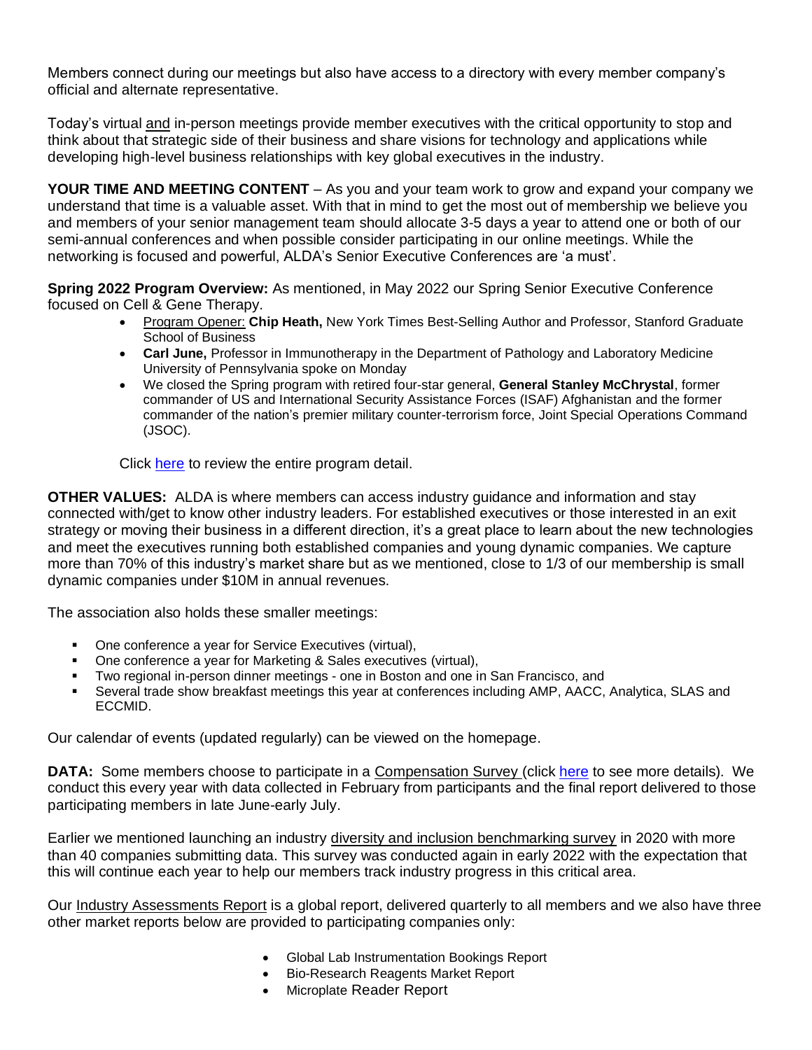Members connect during our meetings but also have access to a directory with every member company's official and alternate representative.

Today's virtual and in-person meetings provide member executives with the critical opportunity to stop and think about that strategic side of their business and share visions for technology and applications while developing high-level business relationships with key global executives in the industry.

**YOUR TIME AND MEETING CONTENT** – As you and your team work to grow and expand your company we understand that time is a valuable asset. With that in mind to get the most out of membership we believe you and members of your senior management team should allocate 3-5 days a year to attend one or both of our semi-annual conferences and when possible consider participating in our online meetings. While the networking is focused and powerful, ALDA's Senior Executive Conferences are 'a must'.

**Spring 2022 Program Overview:** As mentioned, in May 2022 our Spring Senior Executive Conference focused on Cell & Gene Therapy.

- Program Opener: **Chip Heath,** New York Times Best-Selling Author and Professor, Stanford Graduate School of Business
- **Carl June,** Professor in Immunotherapy in the Department of Pathology and Laboratory Medicine University of Pennsylvania spoke on Monday
- We closed the Spring program with retired four-star general, **General Stanley McChrystal**, former commander of US and International Security Assistance Forces (ISAF) Afghanistan and the former commander of the nation's premier military counter-terrorism force, Joint Special Operations Command (JSOC).

Click here to review the entire program detail.

**OTHER VALUES:** ALDA is where members can access industry guidance and information and stay connected with/get to know other industry leaders. For established executives or those interested in an exit strategy or moving their business in a different direction, it's a great place to learn about the new technologies and meet the executives running both established companies and young dynamic companies. We capture more than 70% of this industry's market share but as we mentioned, close to 1/3 of our membership is small dynamic companies under $10M in annual revenues.

The association also holds these smaller meetings:

- One conference a year for Service Executives (virtual),
- One conference a year for Marketing & Sales executives (virtual),
- Two regional in-person dinner meetings - one in Boston and one in San Francisco, and
- Several trade show breakfast meetings this year at conferences including AMP, AACC, Analytica, SLAS and ECCMID.

Our calendar of events (updated regularly) can be viewed on the homepage.

**DATA:** Some members choose to participate in a Compensation Survey (click here to see more details). We conduct this every year with data collected in February from participants and the final report delivered to those participating members in late June-early July.

Earlier we mentioned launching an industry diversity and inclusion benchmarking survey in 2020 with more than 40 companies submitting data. This survey was conducted again in early 2022 with the expectation that this will continue each year to help our members track industry progress in this critical area.

Our Industry Assessments Report is a global report, delivered quarterly to all members and we also have three other market reports below are provided to participating companies only:

- Global Lab Instrumentation Bookings Report
- Bio-Research Reagents Market Report
- Microplate Reader Report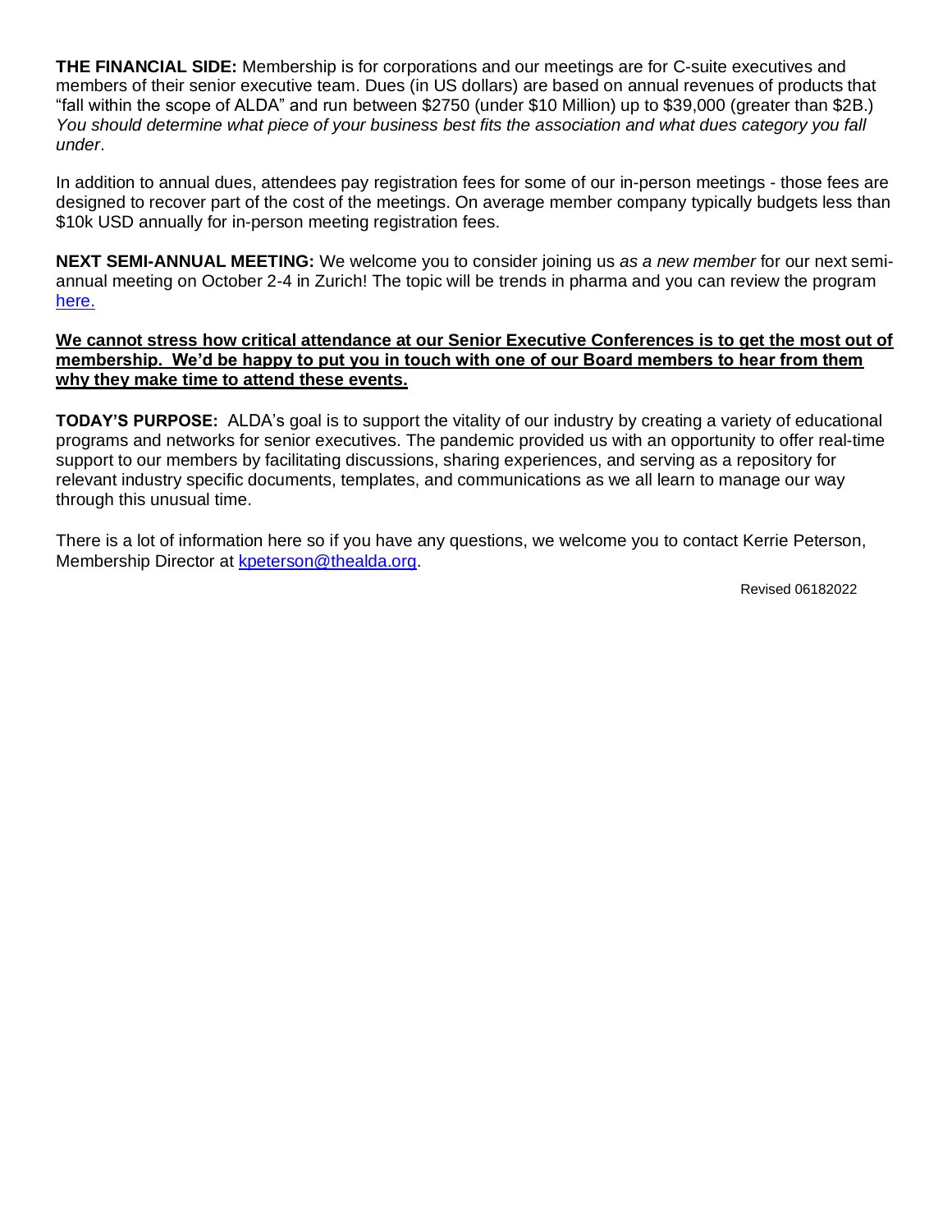**THE FINANCIAL SIDE:** Membership is for corporations and our meetings are for C-suite executives and members of their senior executive team. Dues (in US dollars) are based on annual revenues of products that "fall within the scope of ALDA" and run between $2750 (under $10 Million) up to $39,000 (greater than $2B.) *You should determine what piece of your business best fits the association and what dues category you fall under*.

In addition to annual dues, attendees pay registration fees for some of our in-person meetings - those fees are designed to recover part of the cost of the meetings. On average member company typically budgets less than $10k USD annually for in-person meeting registration fees.

**NEXT SEMI-ANNUAL MEETING:** We welcome you to consider joining us *as a new member* for our next semi-annual meeting on October 2-4 in Zurich! The topic will be trends in pharma and you can review the program here.

**We cannot stress how critical attendance at our Senior Executive Conferences is to get the most out of membership. We'd be happy to put you in touch with one of our Board members to hear from them why they make time to attend these events.**

**TODAY'S PURPOSE:** ALDA's goal is to support the vitality of our industry by creating a variety of educational programs and networks for senior executives. The pandemic provided us with an opportunity to offer real-time support to our members by facilitating discussions, sharing experiences, and serving as a repository for relevant industry specific documents, templates, and communications as we all learn to manage our way through this unusual time.

There is a lot of information here so if you have any questions, we welcome you to contact Kerrie Peterson, Membership Director at kpeterson@thealda.org.

Revised 06182022